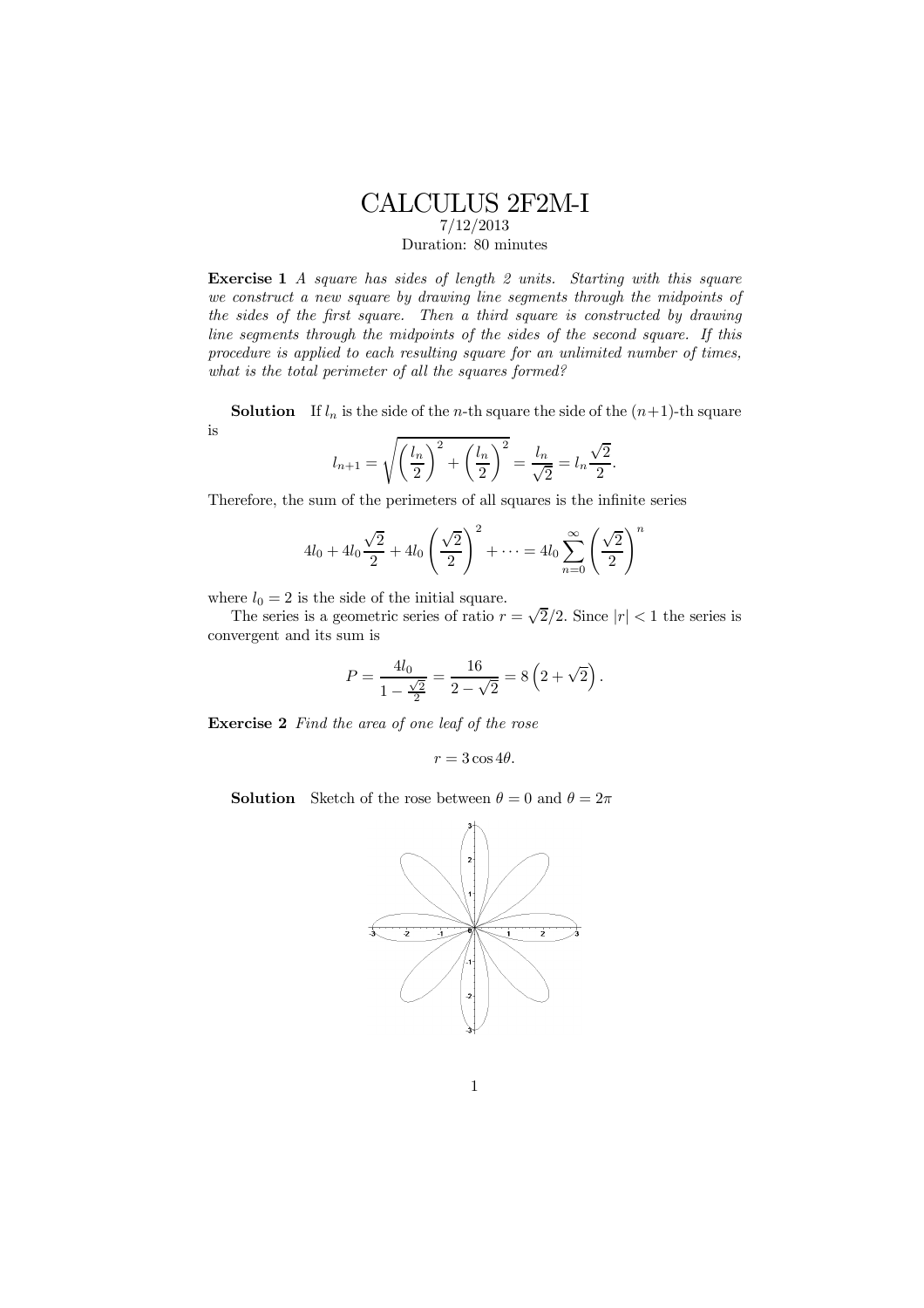# CALCULUS 2F2M-I

7/12/2013

Duration: 80 minutes

**Exercise 1** *A square has sides of length 2 units. Starting with this square we construct a new square by drawing line segments through the midpoints of the sides of the first square. Then a third square is constructed by drawing line segments through the midpoints of the sides of the second square. If this procedure is applied to each resulting square for an unlimited number of times, what is the total perimeter of all the squares formed?*

**Solution** If $l_n$ is the side of the $n$-th square the side of the $(n+1)$-th square is

$$l_{n+1} = \sqrt{\left(\frac{l_n}{2}\right)^2 + \left(\frac{l_n}{2}\right)^2} = \frac{l_n}{\sqrt{2}} = l_n \frac{\sqrt{2}}{2}.$$

Therefore, the sum of the perimeters of all squares is the infinite series

$$4l_0 + 4l_0 \frac{\sqrt{2}}{2} + 4l_0 \left(\frac{\sqrt{2}}{2}\right)^2 + \cdots = 4l_0 \sum_{n=0}^{\infty} \left(\frac{\sqrt{2}}{2}\right)^n$$

where $l_0 = 2$ is the side of the initial square.

The series is a geometric series of ratio $r = \sqrt{2}/2$. Since $|r| < 1$ the series is convergent and its sum is

$$P = \frac{4l_0}{1 - \frac{\sqrt{2}}{2}} = \frac{16}{2 - \sqrt{2}} = 8\left(2 + \sqrt{2}\right).$$

**Exercise 2** *Find the area of one leaf of the rose*

$$r = 3\cos 4\theta.$$

**Solution** Sketch of the rose between $\theta = 0$ and $\theta = 2\pi$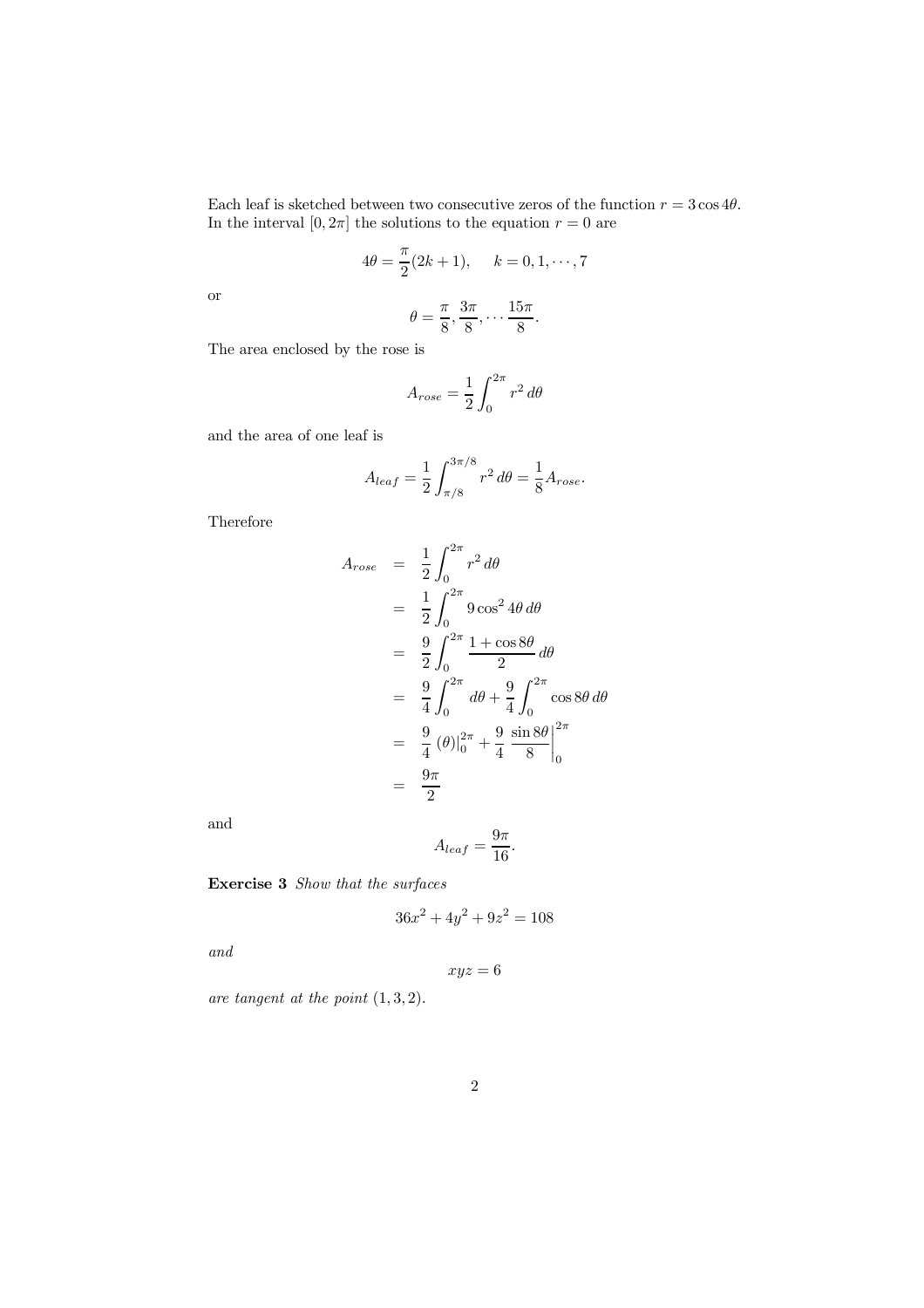Each leaf is sketched between two consecutive zeros of the function $r = 3\cos 4\theta$. In the interval $[0, 2\pi]$ the solutions to the equation $r = 0$ are

$$4\theta = \frac{\pi}{2}(2k+1), \quad k = 0, 1, \cdots, 7$$

or

$$\theta = \frac{\pi}{8}, \frac{3\pi}{8}, \cdots \frac{15\pi}{8}.$$

The area enclosed by the rose is

$$A_{rose} = \frac{1}{2}\int_0^{2\pi} r^2\, d\theta$$

and the area of one leaf is

$$A_{leaf} = \frac{1}{2}\int_{\pi/8}^{3\pi/8} r^2\, d\theta = \frac{1}{8}A_{rose}.$$

Therefore

$$\begin{aligned}
A_{rose} &= \frac{1}{2}\int_0^{2\pi} r^2\, d\theta \\
&= \frac{1}{2}\int_0^{2\pi} 9\cos^2 4\theta\, d\theta \\
&= \frac{9}{2}\int_0^{2\pi} \frac{1+\cos 8\theta}{2}\, d\theta \\
&= \frac{9}{4}\int_0^{2\pi} d\theta + \frac{9}{4}\int_0^{2\pi} \cos 8\theta\, d\theta \\
&= \frac{9}{4}\left(\theta\right)\Big|_0^{2\pi} + \frac{9}{4}\left.\frac{\sin 8\theta}{8}\right|_0^{2\pi} \\
&= \frac{9\pi}{2}
\end{aligned}$$

and

$$A_{leaf} = \frac{9\pi}{16}.$$

**Exercise 3** *Show that the surfaces*

$$36x^2 + 4y^2 + 9z^2 = 108$$

*and*

$$xyz = 6$$

*are tangent at the point* $(1, 3, 2)$.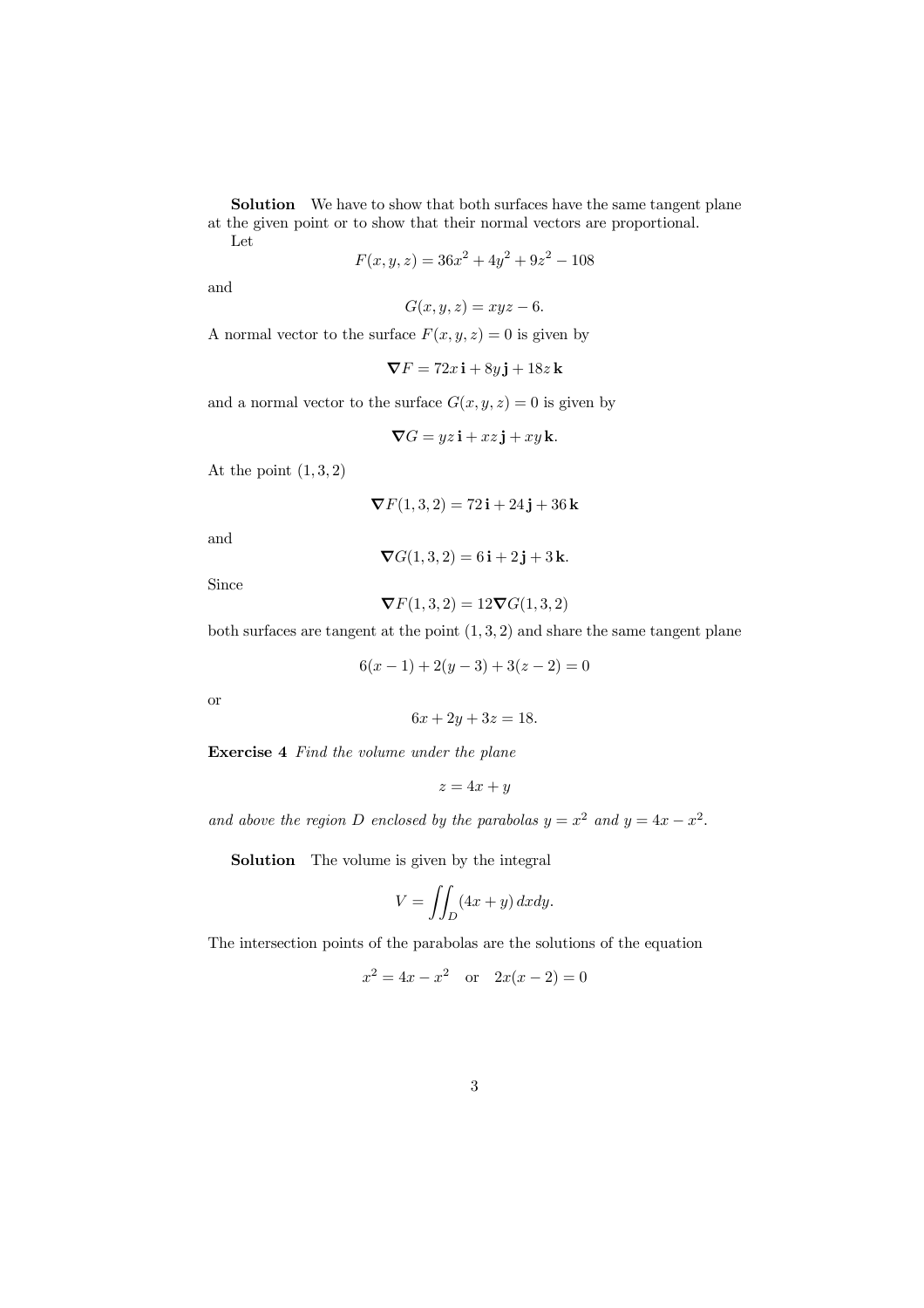**Solution** We have to show that both surfaces have the same tangent plane at the given point or to show that their normal vectors are proportional.

Let

$$F(x, y, z) = 36x^2 + 4y^2 + 9z^2 - 108$$

and

$$G(x, y, z) = xyz - 6.$$

A normal vector to the surface $F(x, y, z) = 0$ is given by

$$\nabla F = 72x\,\mathbf{i} + 8y\,\mathbf{j} + 18z\,\mathbf{k}$$

and a normal vector to the surface $G(x, y, z) = 0$ is given by

$$\nabla G = yz\,\mathbf{i} + xz\,\mathbf{j} + xy\,\mathbf{k}.$$

At the point $(1, 3, 2)$

$$\nabla F(1, 3, 2) = 72\,\mathbf{i} + 24\,\mathbf{j} + 36\,\mathbf{k}$$

and

$$\nabla G(1, 3, 2) = 6\,\mathbf{i} + 2\,\mathbf{j} + 3\,\mathbf{k}.$$

Since

$$\nabla F(1, 3, 2) = 12\nabla G(1, 3, 2)$$

both surfaces are tangent at the point $(1, 3, 2)$ and share the same tangent plane

$$6(x - 1) + 2(y - 3) + 3(z - 2) = 0$$

or

$$6x + 2y + 3z = 18.$$

**Exercise 4** *Find the volume under the plane*

$$z = 4x + y$$

*and above the region $D$ enclosed by the parabolas $y = x^2$ and $y = 4x - x^2$.*

**Solution** The volume is given by the integral

$$V = \iint_D (4x + y)\,dxdy.$$

The intersection points of the parabolas are the solutions of the equation

$$x^2 = 4x - x^2 \quad \text{or} \quad 2x(x - 2) = 0$$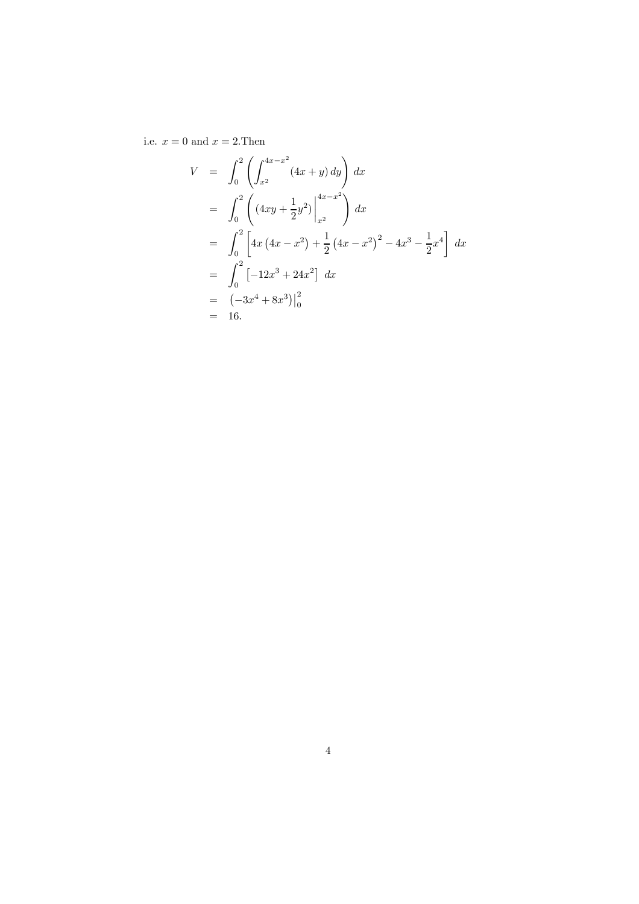i.e. $x = 0$ and $x = 2$.Then

$$
\begin{aligned}
V &= \int_0^2 \left( \int_{x^2}^{4x-x^2} (4x+y)\, dy \right) dx \\
&= \int_0^2 \left( (4xy + \frac{1}{2}y^2) \Big|_{x^2}^{4x-x^2} \right) dx \\
&= \int_0^2 \left[ 4x\left(4x-x^2\right) + \frac{1}{2}\left(4x-x^2\right)^2 - 4x^3 - \frac{1}{2}x^4 \right] dx \\
&= \int_0^2 \left[ -12x^3 + 24x^2 \right] dx \\
&= \left( -3x^4 + 8x^3 \right)\Big|_0^2 \\
&= 16.
\end{aligned}
$$